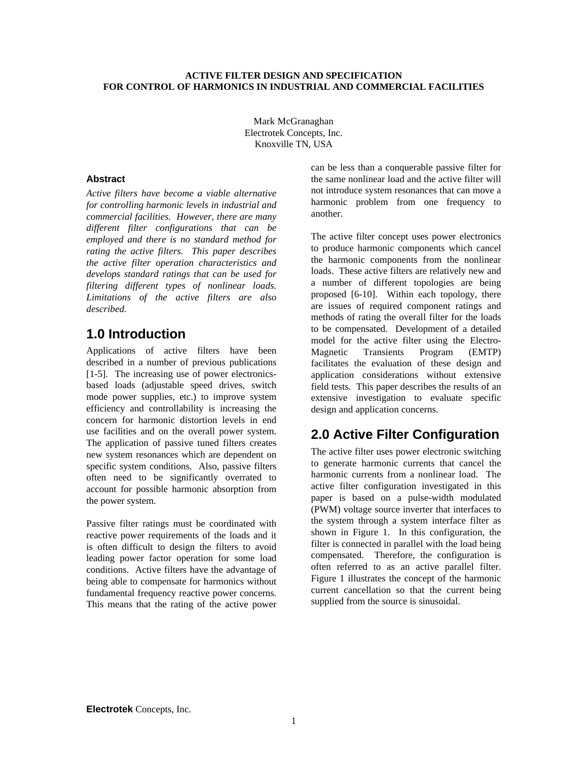**ACTIVE FILTER DESIGN AND SPECIFICATION FOR CONTROL OF HARMONICS IN INDUSTRIAL AND COMMERCIAL FACILITIES**

Mark McGranaghan
Electrotek Concepts, Inc.
Knoxville TN, USA

**Abstract**

*Active filters have become a viable alternative for controlling harmonic levels in industrial and commercial facilities. However, there are many different filter configurations that can be employed and there is no standard method for rating the active filters. This paper describes the active filter operation characteristics and develops standard ratings that can be used for filtering different types of nonlinear loads. Limitations of the active filters are also described.*

## 1.0 Introduction

Applications of active filters have been described in a number of previous publications [1-5]. The increasing use of power electronics-based loads (adjustable speed drives, switch mode power supplies, etc.) to improve system efficiency and controllability is increasing the concern for harmonic distortion levels in end use facilities and on the overall power system. The application of passive tuned filters creates new system resonances which are dependent on specific system conditions. Also, passive filters often need to be significantly overrated to account for possible harmonic absorption from the power system.

Passive filter ratings must be coordinated with reactive power requirements of the loads and it is often difficult to design the filters to avoid leading power factor operation for some load conditions. Active filters have the advantage of being able to compensate for harmonics without fundamental frequency reactive power concerns. This means that the rating of the active power can be less than a conquerable passive filter for the same nonlinear load and the active filter will not introduce system resonances that can move a harmonic problem from one frequency to another.

The active filter concept uses power electronics to produce harmonic components which cancel the harmonic components from the nonlinear loads. These active filters are relatively new and a number of different topologies are being proposed [6-10]. Within each topology, there are issues of required component ratings and methods of rating the overall filter for the loads to be compensated. Development of a detailed model for the active filter using the Electro-Magnetic Transients Program (EMTP) facilitates the evaluation of these design and application considerations without extensive field tests. This paper describes the results of an extensive investigation to evaluate specific design and application concerns.

## 2.0 Active Filter Configuration

The active filter uses power electronic switching to generate harmonic currents that cancel the harmonic currents from a nonlinear load. The active filter configuration investigated in this paper is based on a pulse-width modulated (PWM) voltage source inverter that interfaces to the system through a system interface filter as shown in Figure 1. In this configuration, the filter is connected in parallel with the load being compensated. Therefore, the configuration is often referred to as an active parallel filter. Figure 1 illustrates the concept of the harmonic current cancellation so that the current being supplied from the source is sinusoidal.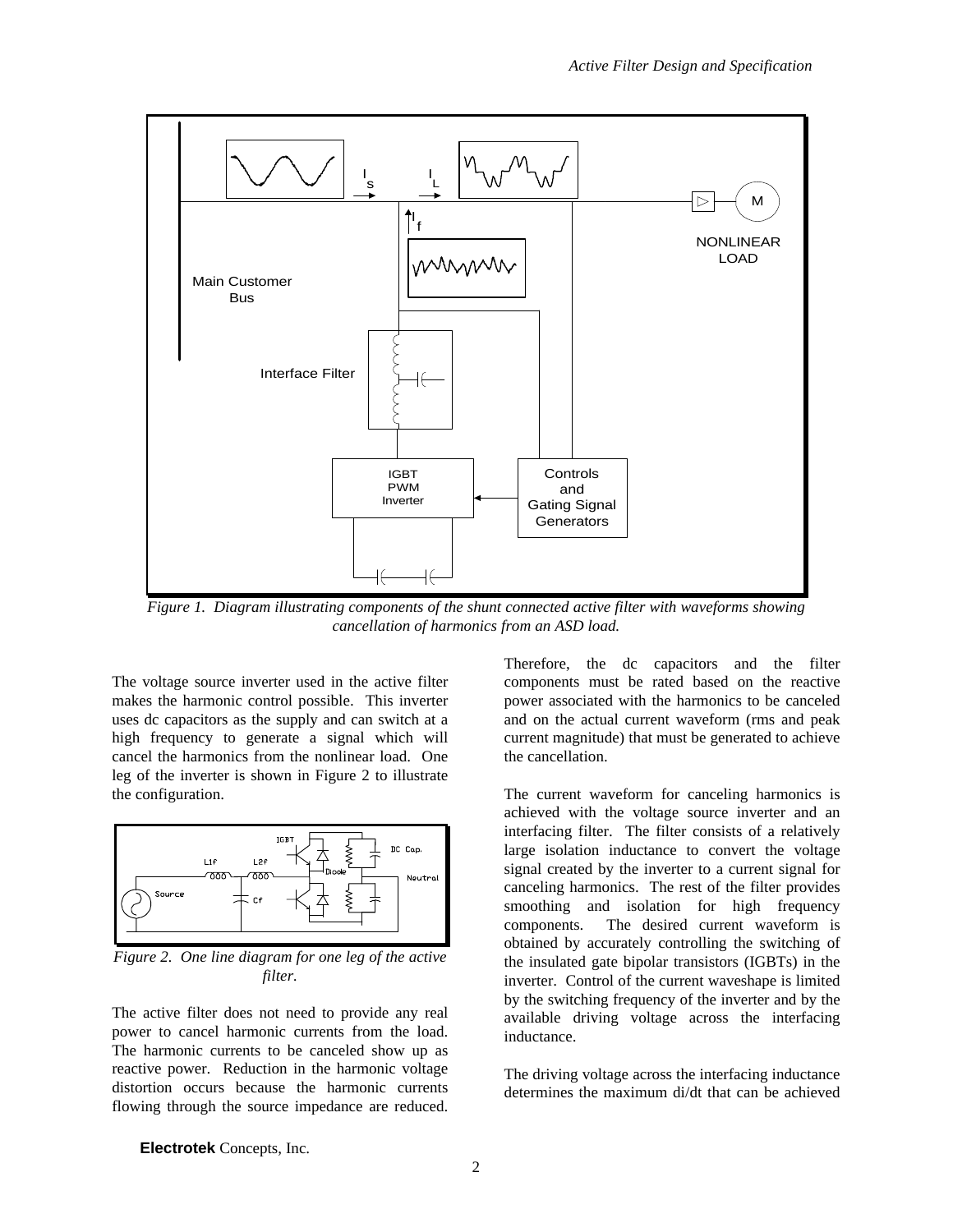*Figure 1. Diagram illustrating components of the shunt connected active filter with waveforms showing cancellation of harmonics from an ASD load.*

The voltage source inverter used in the active filter makes the harmonic control possible. This inverter uses dc capacitors as the supply and can switch at a high frequency to generate a signal which will cancel the harmonics from the nonlinear load. One leg of the inverter is shown in Figure 2 to illustrate the configuration.

*Figure 2. One line diagram for one leg of the active filter.*

The active filter does not need to provide any real power to cancel harmonic currents from the load. The harmonic currents to be canceled show up as reactive power. Reduction in the harmonic voltage distortion occurs because the harmonic currents flowing through the source impedance are reduced. Therefore, the dc capacitors and the filter components must be rated based on the reactive power associated with the harmonics to be canceled and on the actual current waveform (rms and peak current magnitude) that must be generated to achieve the cancellation.

The current waveform for canceling harmonics is achieved with the voltage source inverter and an interfacing filter. The filter consists of a relatively large isolation inductance to convert the voltage signal created by the inverter to a current signal for canceling harmonics. The rest of the filter provides smoothing and isolation for high frequency components. The desired current waveform is obtained by accurately controlling the switching of the insulated gate bipolar transistors (IGBTs) in the inverter. Control of the current waveshape is limited by the switching frequency of the inverter and by the available driving voltage across the interfacing inductance.

The driving voltage across the interfacing inductance determines the maximum di/dt that can be achieved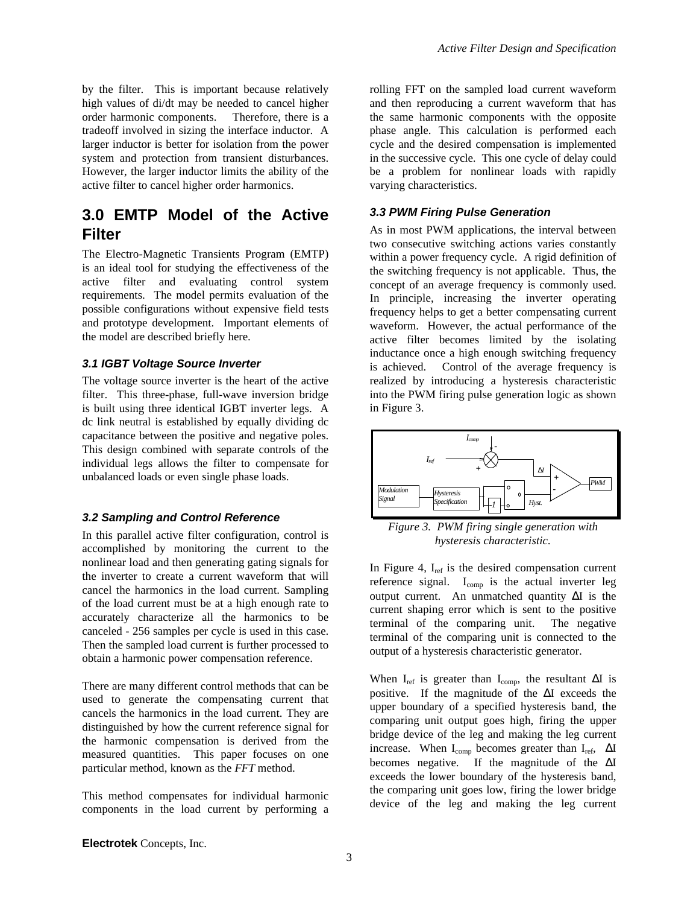by the filter. This is important because relatively high values of di/dt may be needed to cancel higher order harmonic components. Therefore, there is a tradeoff involved in sizing the interface inductor. A larger inductor is better for isolation from the power system and protection from transient disturbances. However, the larger inductor limits the ability of the active filter to cancel higher order harmonics.

## 3.0 EMTP Model of the Active Filter

The Electro-Magnetic Transients Program (EMTP) is an ideal tool for studying the effectiveness of the active filter and evaluating control system requirements. The model permits evaluation of the possible configurations without expensive field tests and prototype development. Important elements of the model are described briefly here.

### 3.1 IGBT Voltage Source Inverter

The voltage source inverter is the heart of the active filter. This three-phase, full-wave inversion bridge is built using three identical IGBT inverter legs. A dc link neutral is established by equally dividing dc capacitance between the positive and negative poles. This design combined with separate controls of the individual legs allows the filter to compensate for unbalanced loads or even single phase loads.

### 3.2 Sampling and Control Reference

In this parallel active filter configuration, control is accomplished by monitoring the current to the nonlinear load and then generating gating signals for the inverter to create a current waveform that will cancel the harmonics in the load current. Sampling of the load current must be at a high enough rate to accurately characterize all the harmonics to be canceled - 256 samples per cycle is used in this case. Then the sampled load current is further processed to obtain a harmonic power compensation reference.

There are many different control methods that can be used to generate the compensating current that cancels the harmonics in the load current. They are distinguished by how the current reference signal for the harmonic compensation is derived from the measured quantities. This paper focuses on one particular method, known as the *FFT* method.

This method compensates for individual harmonic components in the load current by performing a rolling FFT on the sampled load current waveform and then reproducing a current waveform that has the same harmonic components with the opposite phase angle. This calculation is performed each cycle and the desired compensation is implemented in the successive cycle. This one cycle of delay could be a problem for nonlinear loads with rapidly varying characteristics.

### 3.3 PWM Firing Pulse Generation

As in most PWM applications, the interval between two consecutive switching actions varies constantly within a power frequency cycle. A rigid definition of the switching frequency is not applicable. Thus, the concept of an average frequency is commonly used. In principle, increasing the inverter operating frequency helps to get a better compensating current waveform. However, the actual performance of the active filter becomes limited by the isolating inductance once a high enough switching frequency is achieved. Control of the average frequency is realized by introducing a hysteresis characteristic into the PWM firing pulse generation logic as shown in Figure 3.

*Figure 3. PWM firing single generation with hysteresis characteristic.*

In Figure 4, $I_{ref}$ is the desired compensation current reference signal. $I_{comp}$ is the actual inverter leg output current. An unmatched quantity $\Delta I$ is the current shaping error which is sent to the positive terminal of the comparing unit. The negative terminal of the comparing unit is connected to the output of a hysteresis characteristic generator.

When $I_{ref}$ is greater than $I_{comp}$, the resultant $\Delta I$ is positive. If the magnitude of the $\Delta I$ exceeds the upper boundary of a specified hysteresis band, the comparing unit output goes high, firing the upper bridge device of the leg and making the leg current increase. When $I_{comp}$ becomes greater than $I_{ref}$, $\Delta I$ becomes negative. If the magnitude of the $\Delta I$ exceeds the lower boundary of the hysteresis band, the comparing unit goes low, firing the lower bridge device of the leg and making the leg current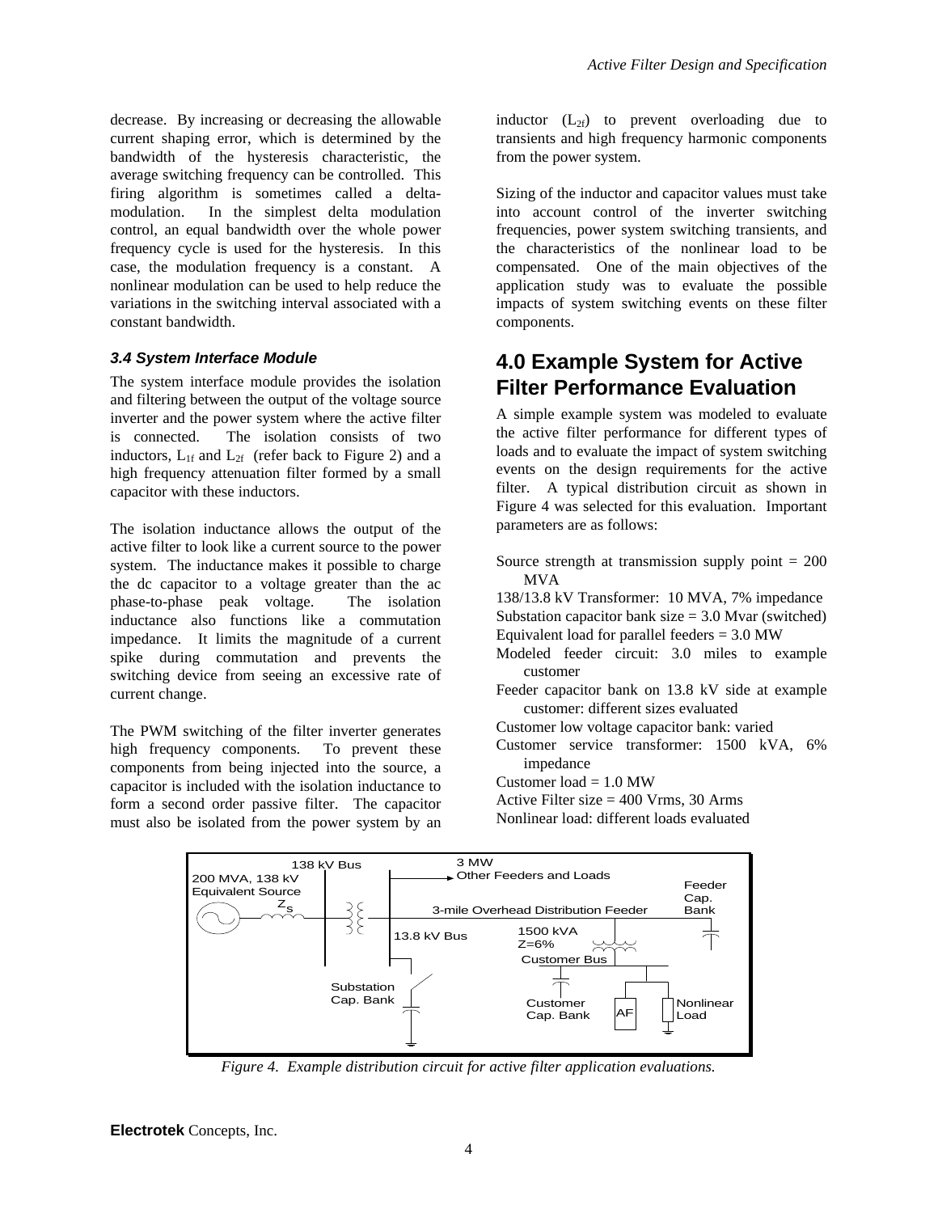decrease. By increasing or decreasing the allowable current shaping error, which is determined by the bandwidth of the hysteresis characteristic, the average switching frequency can be controlled. This firing algorithm is sometimes called a delta-modulation. In the simplest delta modulation control, an equal bandwidth over the whole power frequency cycle is used for the hysteresis. In this case, the modulation frequency is a constant. A nonlinear modulation can be used to help reduce the variations in the switching interval associated with a constant bandwidth.

### *3.4 System Interface Module*

The system interface module provides the isolation and filtering between the output of the voltage source inverter and the power system where the active filter is connected. The isolation consists of two inductors, $L_{1f}$ and $L_{2f}$ (refer back to Figure 2) and a high frequency attenuation filter formed by a small capacitor with these inductors.

The isolation inductance allows the output of the active filter to look like a current source to the power system. The inductance makes it possible to charge the dc capacitor to a voltage greater than the ac phase-to-phase peak voltage. The isolation inductance also functions like a commutation impedance. It limits the magnitude of a current spike during commutation and prevents the switching device from seeing an excessive rate of current change.

The PWM switching of the filter inverter generates high frequency components. To prevent these components from being injected into the source, a capacitor is included with the isolation inductance to form a second order passive filter. The capacitor must also be isolated from the power system by an inductor ($L_{2f}$) to prevent overloading due to transients and high frequency harmonic components from the power system.

Sizing of the inductor and capacitor values must take into account control of the inverter switching frequencies, power system switching transients, and the characteristics of the nonlinear load to be compensated. One of the main objectives of the application study was to evaluate the possible impacts of system switching events on these filter components.

## 4.0 Example System for Active Filter Performance Evaluation

A simple example system was modeled to evaluate the active filter performance for different types of loads and to evaluate the impact of system switching events on the design requirements for the active filter. A typical distribution circuit as shown in Figure 4 was selected for this evaluation. Important parameters are as follows:

Source strength at transmission supply point = 200 MVA
138/13.8 kV Transformer: 10 MVA, 7% impedance
Substation capacitor bank size = 3.0 Mvar (switched)
Equivalent load for parallel feeders = 3.0 MW
Modeled feeder circuit: 3.0 miles to example customer
Feeder capacitor bank on 13.8 kV side at example customer: different sizes evaluated
Customer low voltage capacitor bank: varied
Customer service transformer: 1500 kVA, 6% impedance
Customer load = 1.0 MW
Active Filter size = 400 Vrms, 30 Arms
Nonlinear load: different loads evaluated

*Figure 4. Example distribution circuit for active filter application evaluations.*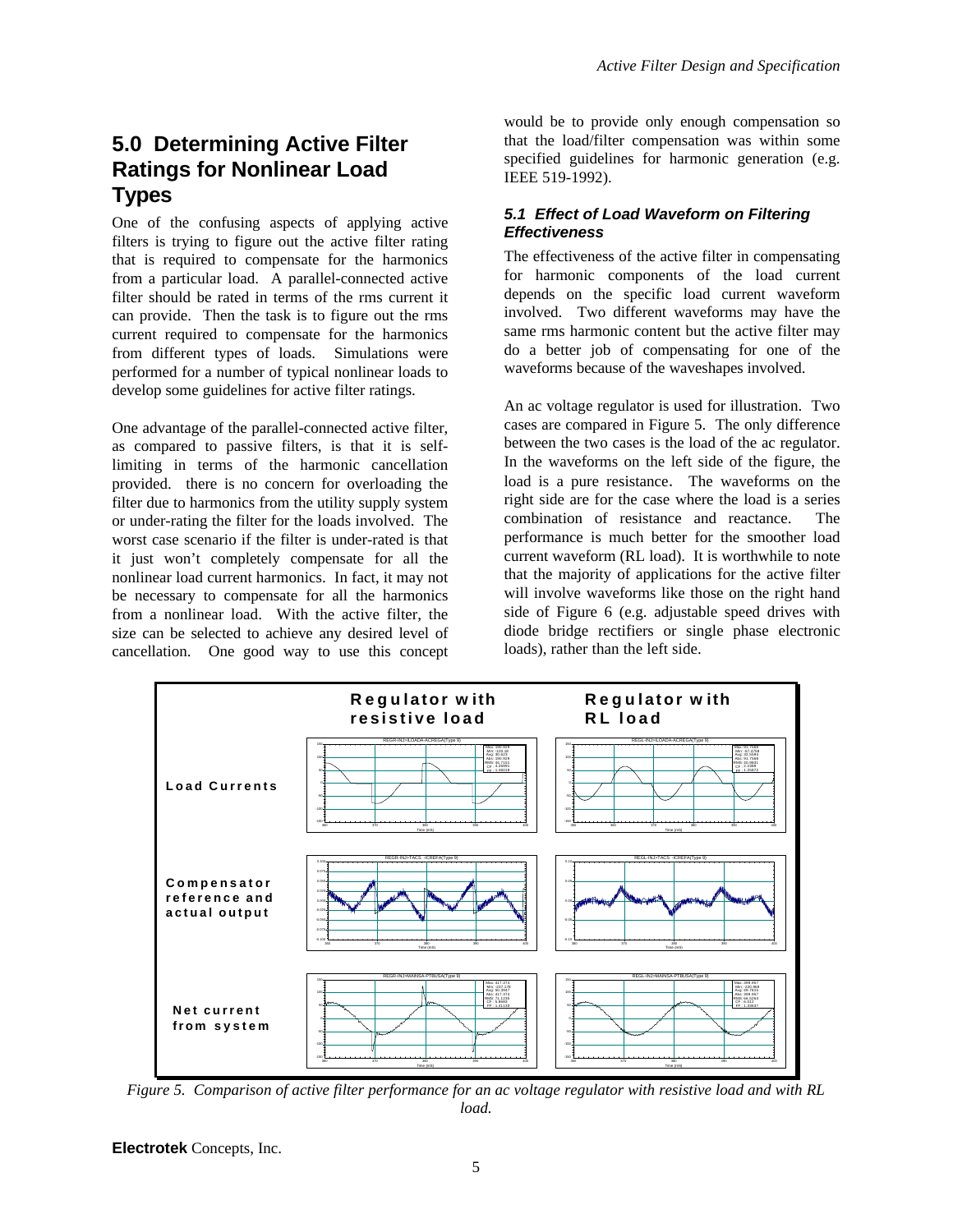## 5.0 Determining Active Filter Ratings for Nonlinear Load Types

One of the confusing aspects of applying active filters is trying to figure out the active filter rating that is required to compensate for the harmonics from a particular load. A parallel-connected active filter should be rated in terms of the rms current it can provide. Then the task is to figure out the rms current required to compensate for the harmonics from different types of loads. Simulations were performed for a number of typical nonlinear loads to develop some guidelines for active filter ratings.

One advantage of the parallel-connected active filter, as compared to passive filters, is that it is self-limiting in terms of the harmonic cancellation provided. there is no concern for overloading the filter due to harmonics from the utility supply system or under-rating the filter for the loads involved. The worst case scenario if the filter is under-rated is that it just won't completely compensate for all the nonlinear load current harmonics. In fact, it may not be necessary to compensate for all the harmonics from a nonlinear load. With the active filter, the size can be selected to achieve any desired level of cancellation. One good way to use this concept would be to provide only enough compensation so that the load/filter compensation was within some specified guidelines for harmonic generation (e.g. IEEE 519-1992).

### *5.1 Effect of Load Waveform on Filtering Effectiveness*

The effectiveness of the active filter in compensating for harmonic components of the load current depends on the specific load current waveform involved. Two different waveforms may have the same rms harmonic content but the active filter may do a better job of compensating for one of the waveforms because of the waveshapes involved.

An ac voltage regulator is used for illustration. Two cases are compared in Figure 5. The only difference between the two cases is the load of the ac regulator. In the waveforms on the left side of the figure, the load is a pure resistance. The waveforms on the right side are for the case where the load is a series combination of resistance and reactance. The performance is much better for the smoother load current waveform (RL load). It is worthwhile to note that the majority of applications for the active filter will involve waveforms like those on the right hand side of Figure 6 (e.g. adjustable speed drives with diode bridge rectifiers or single phase electronic loads), rather than the left side.

*Figure 5. Comparison of active filter performance for an ac voltage regulator with resistive load and with RL load.*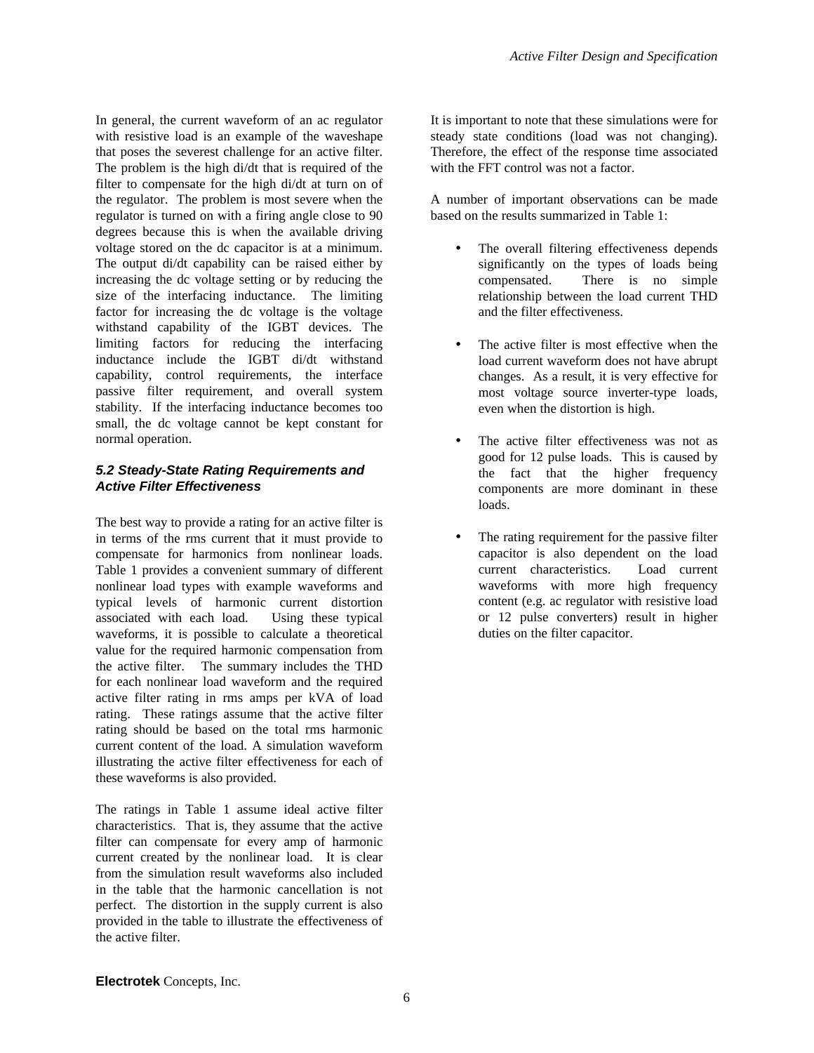In general, the current waveform of an ac regulator with resistive load is an example of the waveshape that poses the severest challenge for an active filter. The problem is the high di/dt that is required of the filter to compensate for the high di/dt at turn on of the regulator. The problem is most severe when the regulator is turned on with a firing angle close to 90 degrees because this is when the available driving voltage stored on the dc capacitor is at a minimum. The output di/dt capability can be raised either by increasing the dc voltage setting or by reducing the size of the interfacing inductance. The limiting factor for increasing the dc voltage is the voltage withstand capability of the IGBT devices. The limiting factors for reducing the interfacing inductance include the IGBT di/dt withstand capability, control requirements, the interface passive filter requirement, and overall system stability. If the interfacing inductance becomes too small, the dc voltage cannot be kept constant for normal operation.

### *5.2 Steady-State Rating Requirements and Active Filter Effectiveness*

The best way to provide a rating for an active filter is in terms of the rms current that it must provide to compensate for harmonics from nonlinear loads. Table 1 provides a convenient summary of different nonlinear load types with example waveforms and typical levels of harmonic current distortion associated with each load. Using these typical waveforms, it is possible to calculate a theoretical value for the required harmonic compensation from the active filter. The summary includes the THD for each nonlinear load waveform and the required active filter rating in rms amps per kVA of load rating. These ratings assume that the active filter rating should be based on the total rms harmonic current content of the load. A simulation waveform illustrating the active filter effectiveness for each of these waveforms is also provided.

The ratings in Table 1 assume ideal active filter characteristics. That is, they assume that the active filter can compensate for every amp of harmonic current created by the nonlinear load. It is clear from the simulation result waveforms also included in the table that the harmonic cancellation is not perfect. The distortion in the supply current is also provided in the table to illustrate the effectiveness of the active filter.

It is important to note that these simulations were for steady state conditions (load was not changing). Therefore, the effect of the response time associated with the FFT control was not a factor.

A number of important observations can be made based on the results summarized in Table 1:

- The overall filtering effectiveness depends significantly on the types of loads being compensated. There is no simple relationship between the load current THD and the filter effectiveness.
- The active filter is most effective when the load current waveform does not have abrupt changes. As a result, it is very effective for most voltage source inverter-type loads, even when the distortion is high.
- The active filter effectiveness was not as good for 12 pulse loads. This is caused by the fact that the higher frequency components are more dominant in these loads.
- The rating requirement for the passive filter capacitor is also dependent on the load current characteristics. Load current waveforms with more high frequency content (e.g. ac regulator with resistive load or 12 pulse converters) result in higher duties on the filter capacitor.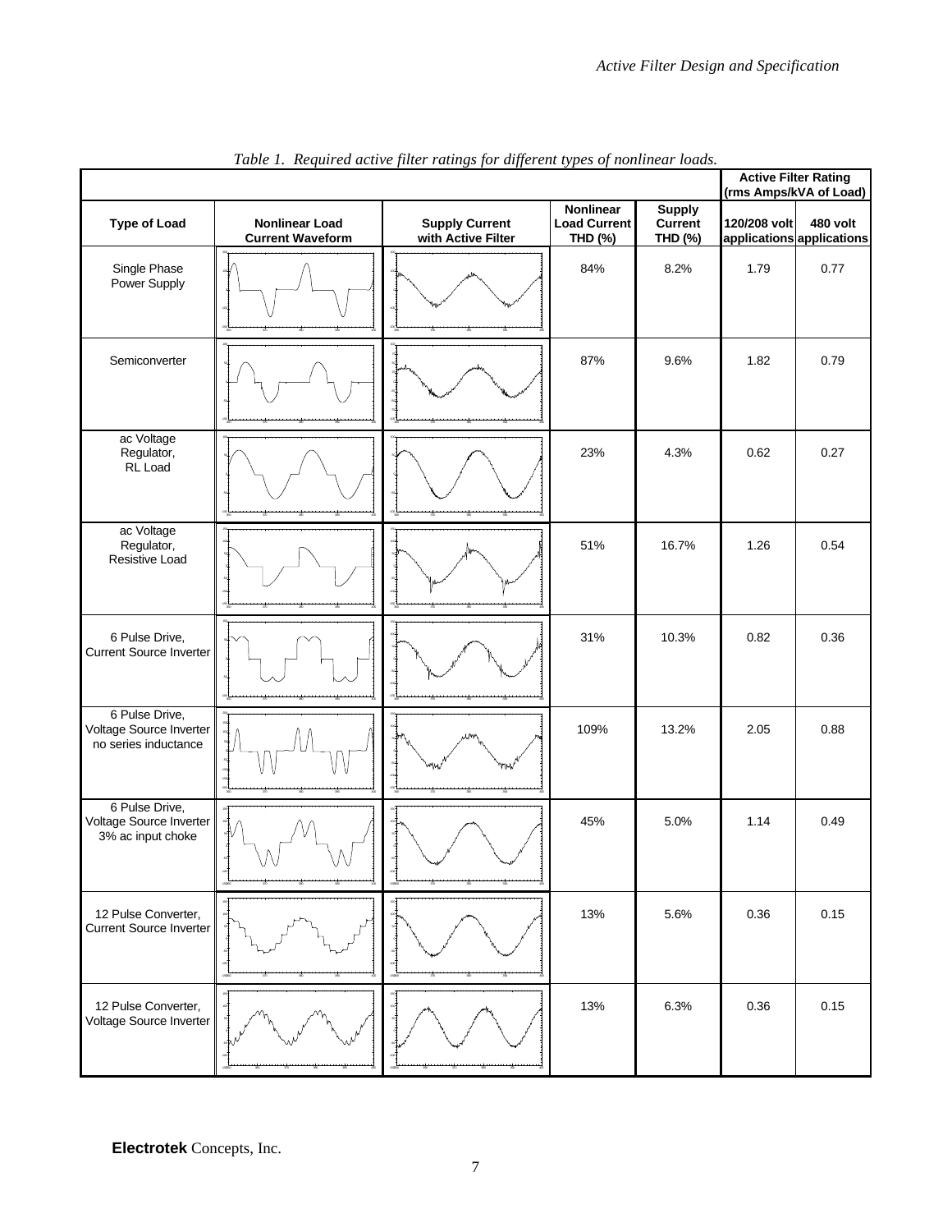*Table 1. Required active filter ratings for different types of nonlinear loads.*

| Type of Load | Nonlinear Load Current Waveform | Supply Current with Active Filter | Nonlinear Load Current THD (%) | Supply Current THD (%) | Active Filter Rating (rms Amps/kVA of Load) 120/208 volt applications | 480 volt applications |
|---|---|---|---|---|---|---|
| Single Phase Power Supply | | | 84% | 8.2% | 1.79 | 0.77 |
| Semiconverter | | | 87% | 9.6% | 1.82 | 0.79 |
| ac Voltage Regulator, RL Load | | | 23% | 4.3% | 0.62 | 0.27 |
| ac Voltage Regulator, Resistive Load | | | 51% | 16.7% | 1.26 | 0.54 |
| 6 Pulse Drive, Current Source Inverter | | | 31% | 10.3% | 0.82 | 0.36 |
| 6 Pulse Drive, Voltage Source Inverter no series inductance | | | 109% | 13.2% | 2.05 | 0.88 |
| 6 Pulse Drive, Voltage Source Inverter 3% ac input choke | | | 45% | 5.0% | 1.14 | 0.49 |
| 12 Pulse Converter, Current Source Inverter | | | 13% | 5.6% | 0.36 | 0.15 |
| 12 Pulse Converter, Voltage Source Inverter | | | 13% | 6.3% | 0.36 | 0.15 |

**Electrotek** Concepts, Inc.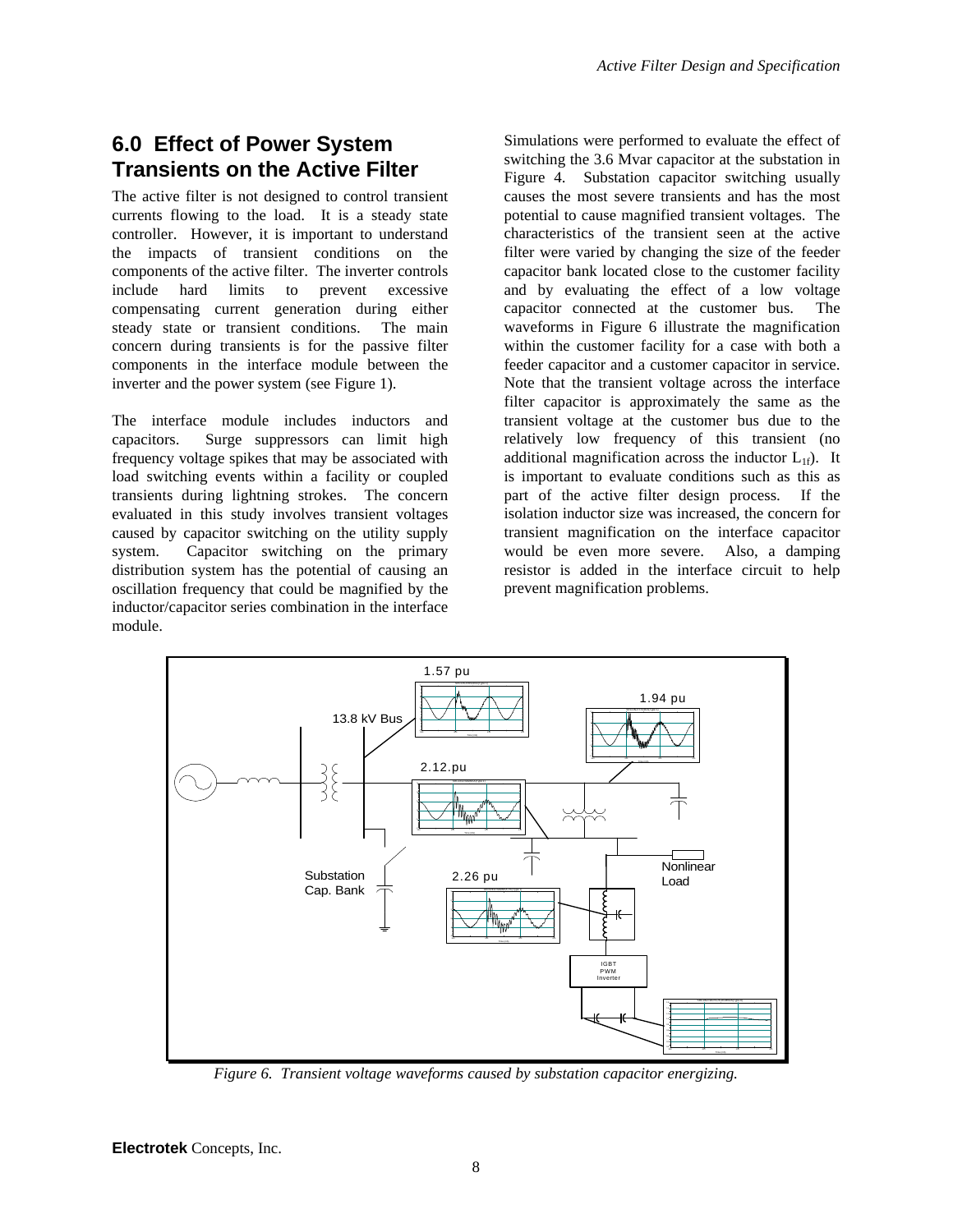## 6.0 Effect of Power System Transients on the Active Filter

The active filter is not designed to control transient currents flowing to the load. It is a steady state controller. However, it is important to understand the impacts of transient conditions on the components of the active filter. The inverter controls include hard limits to prevent excessive compensating current generation during either steady state or transient conditions. The main concern during transients is for the passive filter components in the interface module between the inverter and the power system (see Figure 1).

The interface module includes inductors and capacitors. Surge suppressors can limit high frequency voltage spikes that may be associated with load switching events within a facility or coupled transients during lightning strokes. The concern evaluated in this study involves transient voltages caused by capacitor switching on the utility supply system. Capacitor switching on the primary distribution system has the potential of causing an oscillation frequency that could be magnified by the inductor/capacitor series combination in the interface module.

Simulations were performed to evaluate the effect of switching the 3.6 Mvar capacitor at the substation in Figure 4. Substation capacitor switching usually causes the most severe transients and has the most potential to cause magnified transient voltages. The characteristics of the transient seen at the active filter were varied by changing the size of the feeder capacitor bank located close to the customer facility and by evaluating the effect of a low voltage capacitor connected at the customer bus. The waveforms in Figure 6 illustrate the magnification within the customer facility for a case with both a feeder capacitor and a customer capacitor in service. Note that the transient voltage across the interface filter capacitor is approximately the same as the transient voltage at the customer bus due to the relatively low frequency of this transient (no additional magnification across the inductor $L_{1f}$). It is important to evaluate conditions such as this as part of the active filter design process. If the isolation inductor size was increased, the concern for transient magnification on the interface capacitor would be even more severe. Also, a damping resistor is added in the interface circuit to help prevent magnification problems.

1.57 pu

1.94 pu

13.8 kV Bus

2.12.pu

Substation Cap. Bank

2.26 pu

Nonlinear Load

IGBT PWM Inverter

*Figure 6. Transient voltage waveforms caused by substation capacitor energizing.*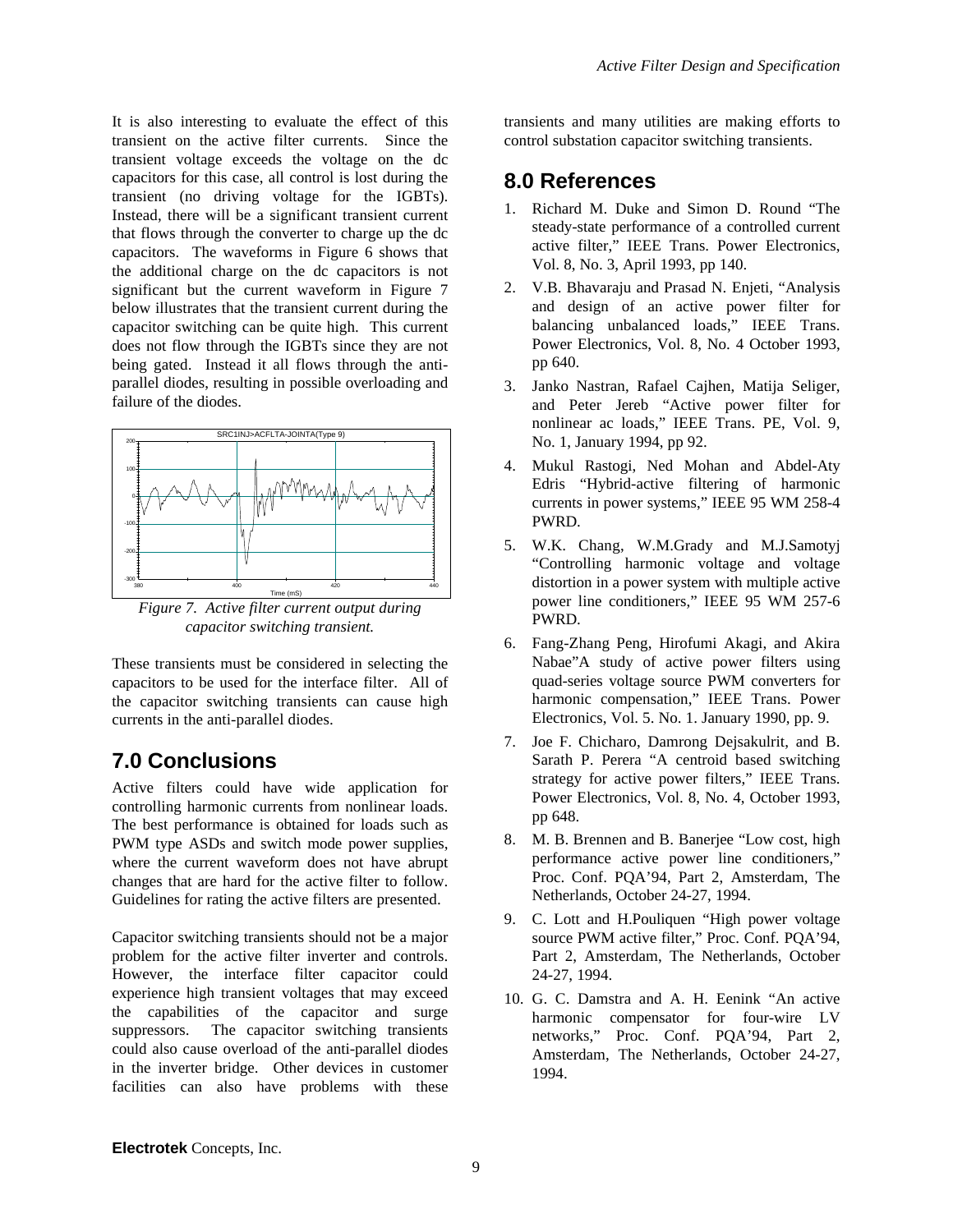It is also interesting to evaluate the effect of this transient on the active filter currents. Since the transient voltage exceeds the voltage on the dc capacitors for this case, all control is lost during the transient (no driving voltage for the IGBTs). Instead, there will be a significant transient current that flows through the converter to charge up the dc capacitors. The waveforms in Figure 6 shows that the additional charge on the dc capacitors is not significant but the current waveform in Figure 7 below illustrates that the transient current during the capacitor switching can be quite high. This current does not flow through the IGBTs since they are not being gated. Instead it all flows through the anti-parallel diodes, resulting in possible overloading and failure of the diodes.

SRC1INJ>ACFLTA-JOINTA(Type 9)

200
100
0
-100
-200
-300

380
400
420
440

Time (mS)

*Figure 7. Active filter current output during capacitor switching transient.*

These transients must be considered in selecting the capacitors to be used for the interface filter. All of the capacitor switching transients can cause high currents in the anti-parallel diodes.

## 7.0 Conclusions

Active filters could have wide application for controlling harmonic currents from nonlinear loads. The best performance is obtained for loads such as PWM type ASDs and switch mode power supplies, where the current waveform does not have abrupt changes that are hard for the active filter to follow. Guidelines for rating the active filters are presented.

Capacitor switching transients should not be a major problem for the active filter inverter and controls. However, the interface filter capacitor could experience high transient voltages that may exceed the capabilities of the capacitor and surge suppressors. The capacitor switching transients could also cause overload of the anti-parallel diodes in the inverter bridge. Other devices in customer facilities can also have problems with these transients and many utilities are making efforts to control substation capacitor switching transients.

## 8.0 References

1. Richard M. Duke and Simon D. Round "The steady-state performance of a controlled current active filter," IEEE Trans. Power Electronics, Vol. 8, No. 3, April 1993, pp 140.
2. V.B. Bhavaraju and Prasad N. Enjeti, "Analysis and design of an active power filter for balancing unbalanced loads," IEEE Trans. Power Electronics, Vol. 8, No. 4 October 1993, pp 640.
3. Janko Nastran, Rafael Cajhen, Matija Seliger, and Peter Jereb "Active power filter for nonlinear ac loads," IEEE Trans. PE, Vol. 9, No. 1, January 1994, pp 92.
4. Mukul Rastogi, Ned Mohan and Abdel-Aty Edris "Hybrid-active filtering of harmonic currents in power systems," IEEE 95 WM 258-4 PWRD.
5. W.K. Chang, W.M.Grady and M.J.Samotyj "Controlling harmonic voltage and voltage distortion in a power system with multiple active power line conditioners," IEEE 95 WM 257-6 PWRD.
6. Fang-Zhang Peng, Hirofumi Akagi, and Akira Nabae"A study of active power filters using quad-series voltage source PWM converters for harmonic compensation," IEEE Trans. Power Electronics, Vol. 5. No. 1. January 1990, pp. 9.
7. Joe F. Chicharo, Damrong Dejsakulrit, and B. Sarath P. Perera "A centroid based switching strategy for active power filters," IEEE Trans. Power Electronics, Vol. 8, No. 4, October 1993, pp 648.
8. M. B. Brennen and B. Banerjee "Low cost, high performance active power line conditioners," Proc. Conf. PQA'94, Part 2, Amsterdam, The Netherlands, October 24-27, 1994.
9. C. Lott and H.Pouliquen "High power voltage source PWM active filter," Proc. Conf. PQA'94, Part 2, Amsterdam, The Netherlands, October 24-27, 1994.
10. G. C. Damstra and A. H. Eenink "An active harmonic compensator for four-wire LV networks," Proc. Conf. PQA'94, Part 2, Amsterdam, The Netherlands, October 24-27, 1994.